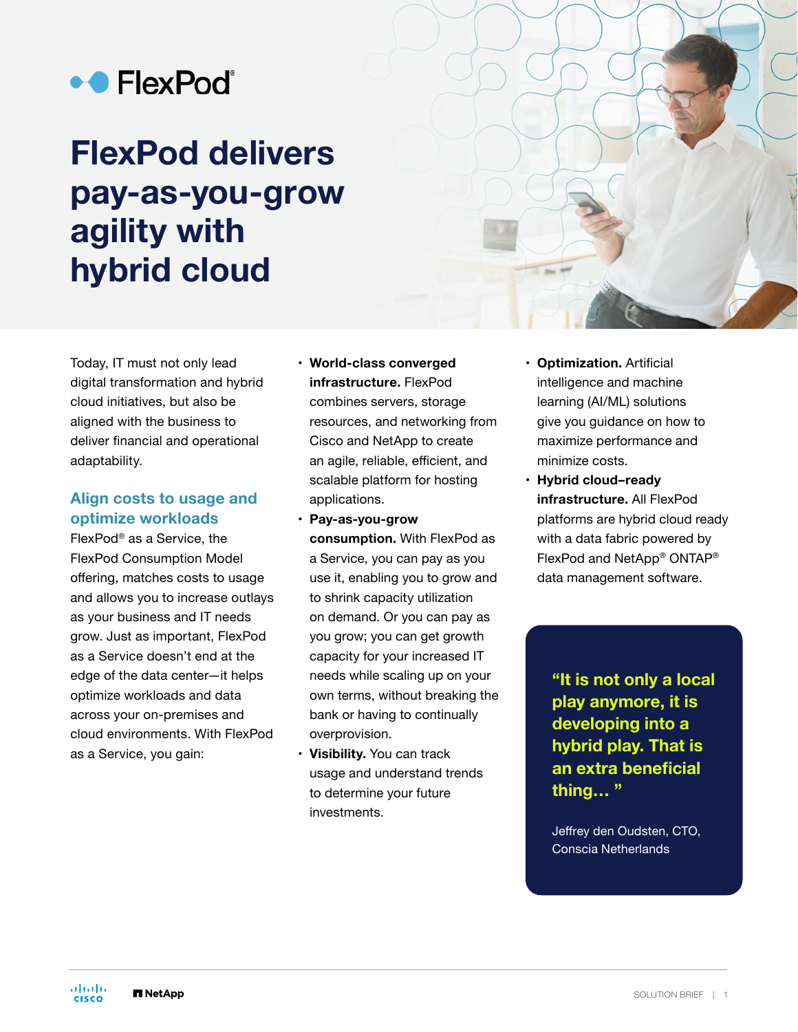FlexPod®

# FlexPod delivers pay-as-you-grow agility with hybrid cloud

Today, IT must not only lead digital transformation and hybrid cloud initiatives, but also be aligned with the business to deliver financial and operational adaptability.

## Align costs to usage and optimize workloads

FlexPod® as a Service, the FlexPod Consumption Model offering, matches costs to usage and allows you to increase outlays as your business and IT needs grow. Just as important, FlexPod as a Service doesn't end at the edge of the data center—it helps optimize workloads and data across your on-premises and cloud environments. With FlexPod as a Service, you gain:

- **World-class converged infrastructure.** FlexPod combines servers, storage resources, and networking from Cisco and NetApp to create an agile, reliable, efficient, and scalable platform for hosting applications.
- **Pay-as-you-grow consumption.** With FlexPod as a Service, you can pay as you use it, enabling you to grow and to shrink capacity utilization on demand. Or you can pay as you grow; you can get growth capacity for your increased IT needs while scaling up on your own terms, without breaking the bank or having to continually overprovision.
- **Visibility.** You can track usage and understand trends to determine your future investments.
- **Optimization.** Artificial intelligence and machine learning (AI/ML) solutions give you guidance on how to maximize performance and minimize costs.
- **Hybrid cloud–ready infrastructure.** All FlexPod platforms are hybrid cloud ready with a data fabric powered by FlexPod and NetApp® ONTAP® data management software.

> **"It is not only a local play anymore, it is developing into a hybrid play. That is an extra beneficial thing… "**
>
> Jeffrey den Oudsten, CTO, Conscia Netherlands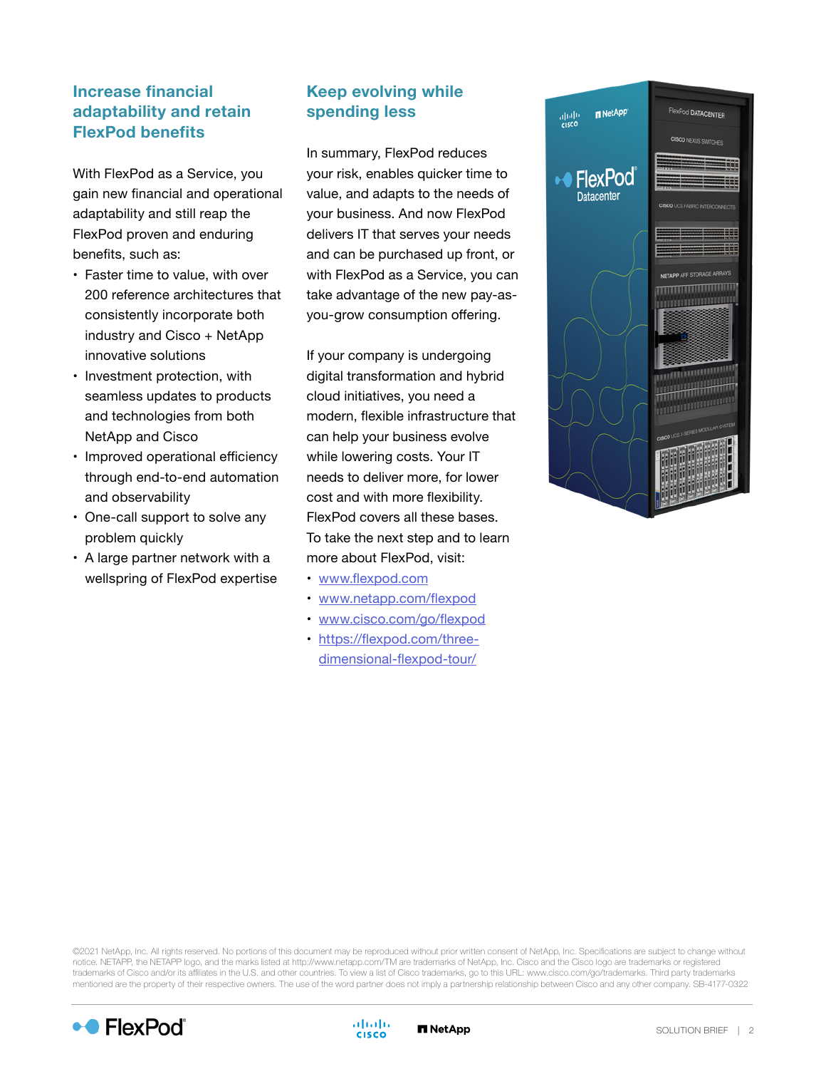## Increase financial adaptability and retain FlexPod benefits

With FlexPod as a Service, you gain new financial and operational adaptability and still reap the FlexPod proven and enduring benefits, such as:

- Faster time to value, with over 200 reference architectures that consistently incorporate both industry and Cisco + NetApp innovative solutions
- Investment protection, with seamless updates to products and technologies from both NetApp and Cisco
- Improved operational efficiency through end-to-end automation and observability
- One-call support to solve any problem quickly
- A large partner network with a wellspring of FlexPod expertise

## Keep evolving while spending less

In summary, FlexPod reduces your risk, enables quicker time to value, and adapts to the needs of your business. And now FlexPod delivers IT that serves your needs and can be purchased up front, or with FlexPod as a Service, you can take advantage of the new pay-as-you-grow consumption offering.

If your company is undergoing digital transformation and hybrid cloud initiatives, you need a modern, flexible infrastructure that can help your business evolve while lowering costs. Your IT needs to deliver more, for lower cost and with more flexibility. FlexPod covers all these bases. To take the next step and to learn more about FlexPod, visit:

- [www.flexpod.com](www.flexpod.com)
- [www.netapp.com/flexpod](www.netapp.com/flexpod)
- [www.cisco.com/go/flexpod](www.cisco.com/go/flexpod)
- [https://flexpod.com/three-dimensional-flexpod-tour/](https://flexpod.com/three-dimensional-flexpod-tour/)

©2021 NetApp, Inc. All rights reserved. No portions of this document may be reproduced without prior written consent of NetApp, Inc. Specifications are subject to change without notice. NETAPP, the NETAPP logo, and the marks listed at http://www.netapp.com/TM are trademarks of NetApp, Inc. Cisco and the Cisco logo are trademarks or registered trademarks of Cisco and/or its affiliates in the U.S. and other countries. To view a list of Cisco trademarks, go to this URL: www.cisco.com/go/trademarks. Third party trademarks mentioned are the property of their respective owners. The use of the word partner does not imply a partnership relationship between Cisco and any other company. SB-4177-0322